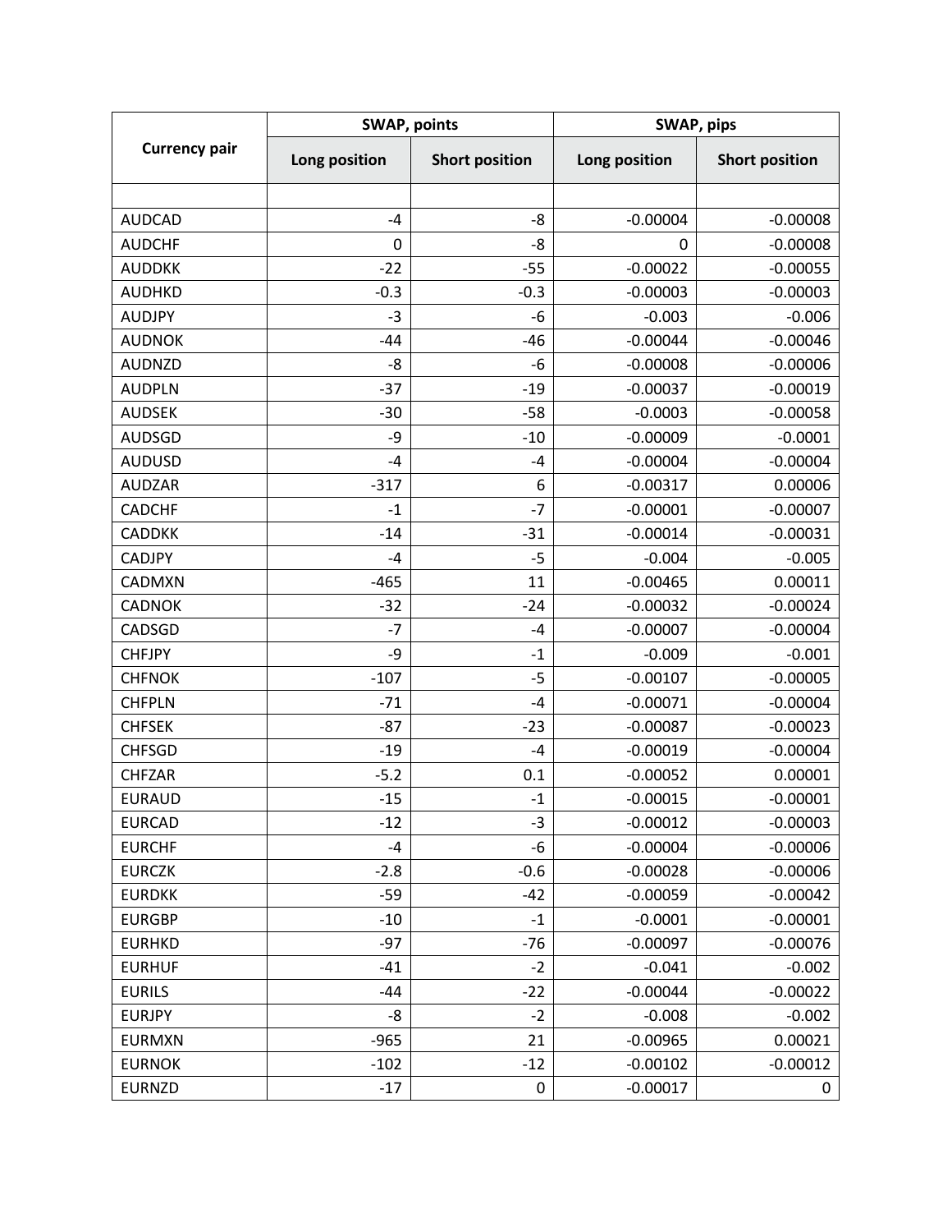| Currency pair | SWAP, points | | SWAP, pips | |
|---|---|---|---|---|
| | Long position | Short position | Long position | Short position |
| | | | | |
| AUDCAD | -4 | -8 | -0.00004 | -0.00008 |
| AUDCHF | 0 | -8 | 0 | -0.00008 |
| AUDDKK | -22 | -55 | -0.00022 | -0.00055 |
| AUDHKD | -0.3 | -0.3 | -0.00003 | -0.00003 |
| AUDJPY | -3 | -6 | -0.003 | -0.006 |
| AUDNOK | -44 | -46 | -0.00044 | -0.00046 |
| AUDNZD | -8 | -6 | -0.00008 | -0.00006 |
| AUDPLN | -37 | -19 | -0.00037 | -0.00019 |
| AUDSEK | -30 | -58 | -0.0003 | -0.00058 |
| AUDSGD | -9 | -10 | -0.00009 | -0.0001 |
| AUDUSD | -4 | -4 | -0.00004 | -0.00004 |
| AUDZAR | -317 | 6 | -0.00317 | 0.00006 |
| CADCHF | -1 | -7 | -0.00001 | -0.00007 |
| CADDKK | -14 | -31 | -0.00014 | -0.00031 |
| CADJPY | -4 | -5 | -0.004 | -0.005 |
| CADMXN | -465 | 11 | -0.00465 | 0.00011 |
| CADNOK | -32 | -24 | -0.00032 | -0.00024 |
| CADSGD | -7 | -4 | -0.00007 | -0.00004 |
| CHFJPY | -9 | -1 | -0.009 | -0.001 |
| CHFNOK | -107 | -5 | -0.00107 | -0.00005 |
| CHFPLN | -71 | -4 | -0.00071 | -0.00004 |
| CHFSEK | -87 | -23 | -0.00087 | -0.00023 |
| CHFSGD | -19 | -4 | -0.00019 | -0.00004 |
| CHFZAR | -5.2 | 0.1 | -0.00052 | 0.00001 |
| EURAUD | -15 | -1 | -0.00015 | -0.00001 |
| EURCAD | -12 | -3 | -0.00012 | -0.00003 |
| EURCHF | -4 | -6 | -0.00004 | -0.00006 |
| EURCZK | -2.8 | -0.6 | -0.00028 | -0.00006 |
| EURDKK | -59 | -42 | -0.00059 | -0.00042 |
| EURGBP | -10 | -1 | -0.0001 | -0.00001 |
| EURHKD | -97 | -76 | -0.00097 | -0.00076 |
| EURHUF | -41 | -2 | -0.041 | -0.002 |
| EURILS | -44 | -22 | -0.00044 | -0.00022 |
| EURJPY | -8 | -2 | -0.008 | -0.002 |
| EURMXN | -965 | 21 | -0.00965 | 0.00021 |
| EURNOK | -102 | -12 | -0.00102 | -0.00012 |
| EURNZD | -17 | 0 | -0.00017 | 0 |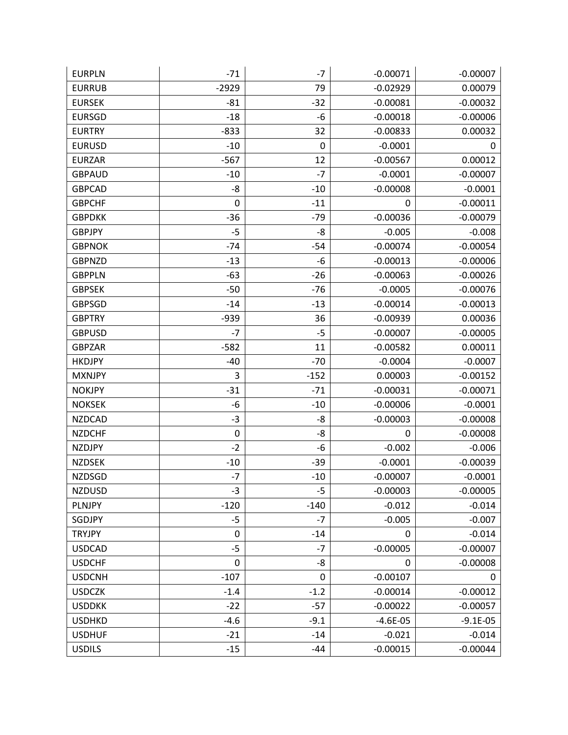| EURPLN | -71 | -7 | -0.00071 | -0.00007 |
|---|---|---|---|---|
| EURRUB | -2929 | 79 | -0.02929 | 0.00079 |
| EURSEK | -81 | -32 | -0.00081 | -0.00032 |
| EURSGD | -18 | -6 | -0.00018 | -0.00006 |
| EURTRY | -833 | 32 | -0.00833 | 0.00032 |
| EURUSD | -10 | 0 | -0.0001 | 0 |
| EURZAR | -567 | 12 | -0.00567 | 0.00012 |
| GBPAUD | -10 | -7 | -0.0001 | -0.00007 |
| GBPCAD | -8 | -10 | -0.00008 | -0.0001 |
| GBPCHF | 0 | -11 | 0 | -0.00011 |
| GBPDKK | -36 | -79 | -0.00036 | -0.00079 |
| GBPJPY | -5 | -8 | -0.005 | -0.008 |
| GBPNOK | -74 | -54 | -0.00074 | -0.00054 |
| GBPNZD | -13 | -6 | -0.00013 | -0.00006 |
| GBPPLN | -63 | -26 | -0.00063 | -0.00026 |
| GBPSEK | -50 | -76 | -0.0005 | -0.00076 |
| GBPSGD | -14 | -13 | -0.00014 | -0.00013 |
| GBPTRY | -939 | 36 | -0.00939 | 0.00036 |
| GBPUSD | -7 | -5 | -0.00007 | -0.00005 |
| GBPZAR | -582 | 11 | -0.00582 | 0.00011 |
| HKDJPY | -40 | -70 | -0.0004 | -0.0007 |
| MXNJPY | 3 | -152 | 0.00003 | -0.00152 |
| NOKJPY | -31 | -71 | -0.00031 | -0.00071 |
| NOKSEK | -6 | -10 | -0.00006 | -0.0001 |
| NZDCAD | -3 | -8 | -0.00003 | -0.00008 |
| NZDCHF | 0 | -8 | 0 | -0.00008 |
| NZDJPY | -2 | -6 | -0.002 | -0.006 |
| NZDSEK | -10 | -39 | -0.0001 | -0.00039 |
| NZDSGD | -7 | -10 | -0.00007 | -0.0001 |
| NZDUSD | -3 | -5 | -0.00003 | -0.00005 |
| PLNJPY | -120 | -140 | -0.012 | -0.014 |
| SGDJPY | -5 | -7 | -0.005 | -0.007 |
| TRYJPY | 0 | -14 | 0 | -0.014 |
| USDCAD | -5 | -7 | -0.00005 | -0.00007 |
| USDCHF | 0 | -8 | 0 | -0.00008 |
| USDCNH | -107 | 0 | -0.00107 | 0 |
| USDCZK | -1.4 | -1.2 | -0.00014 | -0.00012 |
| USDDKK | -22 | -57 | -0.00022 | -0.00057 |
| USDHKD | -4.6 | -9.1 | -4.6E-05 | -9.1E-05 |
| USDHUF | -21 | -14 | -0.021 | -0.014 |
| USDILS | -15 | -44 | -0.00015 | -0.00044 |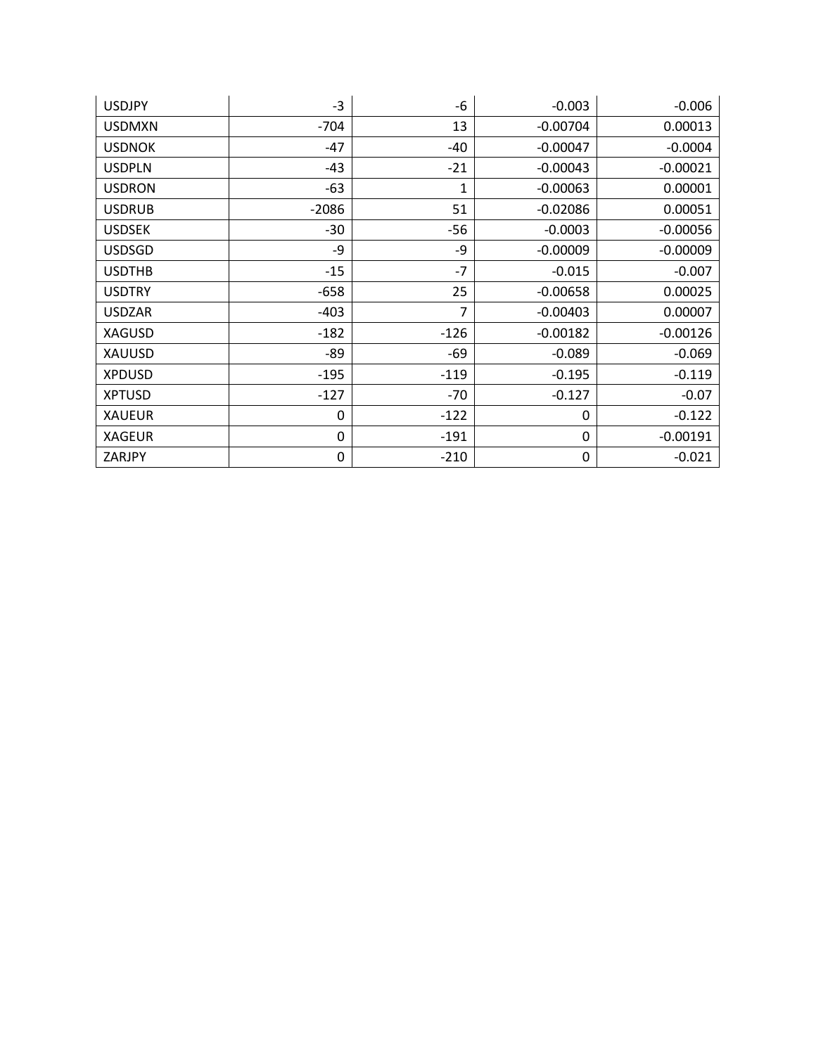| | | | | |
|---|---|---|---|---|
| USDJPY | -3 | -6 | -0.003 | -0.006 |
| USDMXN | -704 | 13 | -0.00704 | 0.00013 |
| USDNOK | -47 | -40 | -0.00047 | -0.0004 |
| USDPLN | -43 | -21 | -0.00043 | -0.00021 |
| USDRON | -63 | 1 | -0.00063 | 0.00001 |
| USDRUB | -2086 | 51 | -0.02086 | 0.00051 |
| USDSEK | -30 | -56 | -0.0003 | -0.00056 |
| USDSGD | -9 | -9 | -0.00009 | -0.00009 |
| USDTHB | -15 | -7 | -0.015 | -0.007 |
| USDTRY | -658 | 25 | -0.00658 | 0.00025 |
| USDZAR | -403 | 7 | -0.00403 | 0.00007 |
| XAGUSD | -182 | -126 | -0.00182 | -0.00126 |
| XAUUSD | -89 | -69 | -0.089 | -0.069 |
| XPDUSD | -195 | -119 | -0.195 | -0.119 |
| XPTUSD | -127 | -70 | -0.127 | -0.07 |
| XAUEUR | 0 | -122 | 0 | -0.122 |
| XAGEUR | 0 | -191 | 0 | -0.00191 |
| ZARJPY | 0 | -210 | 0 | -0.021 |